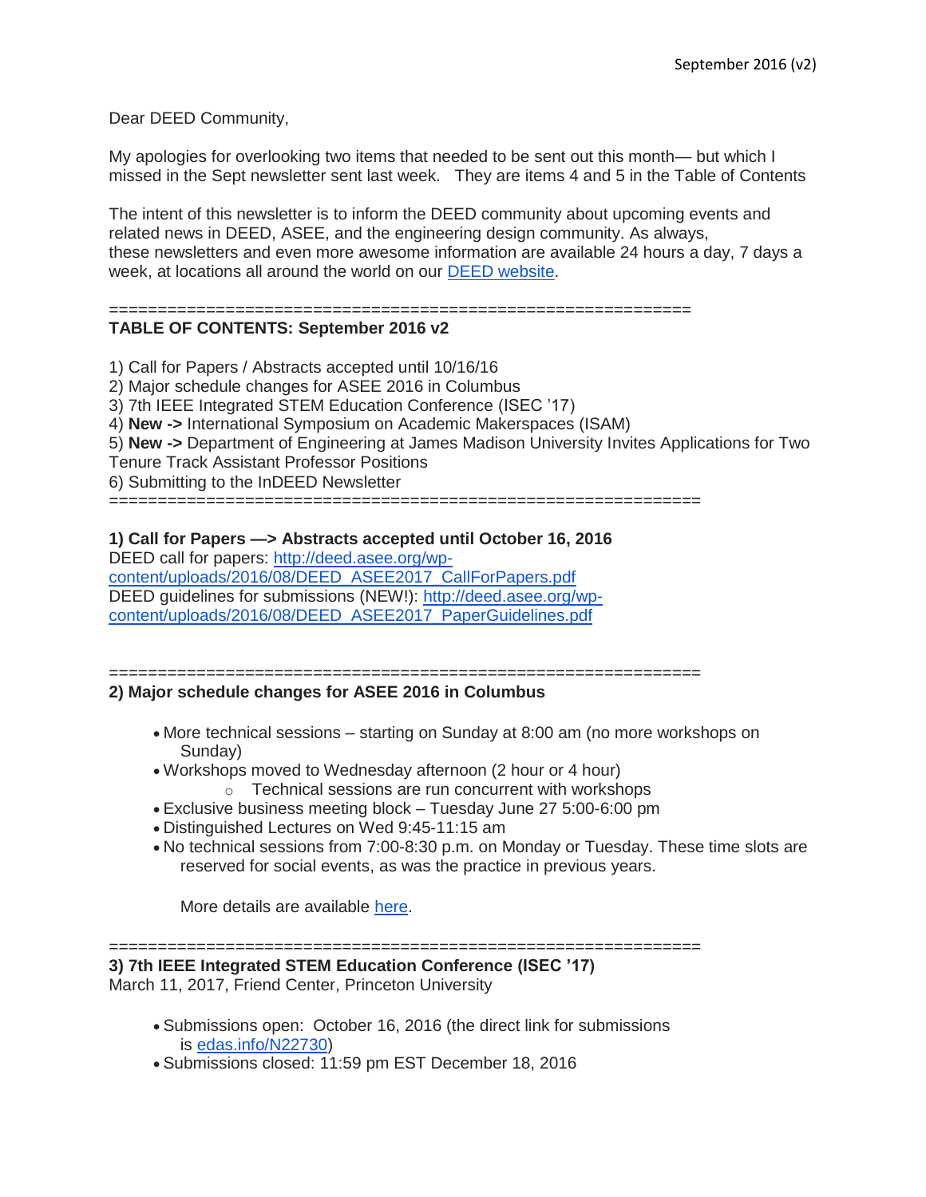September 2016 (v2)

Dear DEED Community,

My apologies for overlooking two items that needed to be sent out this month— but which I missed in the Sept newsletter sent last week. They are items 4 and 5 in the Table of Contents

The intent of this newsletter is to inform the DEED community about upcoming events and related news in DEED, ASEE, and the engineering design community. As always, these newsletters and even more awesome information are available 24 hours a day, 7 days a week, at locations all around the world on our DEED website.

============================================================

**TABLE OF CONTENTS: September 2016 v2**

1) Call for Papers / Abstracts accepted until 10/16/16
2) Major schedule changes for ASEE 2016 in Columbus
3) 7th IEEE Integrated STEM Education Conference (ISEC '17)
4) **New ->** International Symposium on Academic Makerspaces (ISAM)
5) **New ->** Department of Engineering at James Madison University Invites Applications for Two Tenure Track Assistant Professor Positions
6) Submitting to the InDEED Newsletter

============================================================

**1) Call for Papers —> Abstracts accepted until October 16, 2016**

DEED call for papers: http://deed.asee.org/wp-content/uploads/2016/08/DEED_ASEE2017_CallForPapers.pdf
DEED guidelines for submissions (NEW!): http://deed.asee.org/wp-content/uploads/2016/08/DEED_ASEE2017_PaperGuidelines.pdf

============================================================

**2) Major schedule changes for ASEE 2016 in Columbus**

- More technical sessions – starting on Sunday at 8:00 am (no more workshops on Sunday)
- Workshops moved to Wednesday afternoon (2 hour or 4 hour)
  - Technical sessions are run concurrent with workshops
- Exclusive business meeting block – Tuesday June 27 5:00-6:00 pm
- Distinguished Lectures on Wed 9:45-11:15 am
- No technical sessions from 7:00-8:30 p.m. on Monday or Tuesday. These time slots are reserved for social events, as was the practice in previous years.

  More details are available here.

============================================================

**3) 7th IEEE Integrated STEM Education Conference (ISEC '17)**

March 11, 2017, Friend Center, Princeton University

- Submissions open: October 16, 2016 (the direct link for submissions is edas.info/N22730)
- Submissions closed: 11:59 pm EST December 18, 2016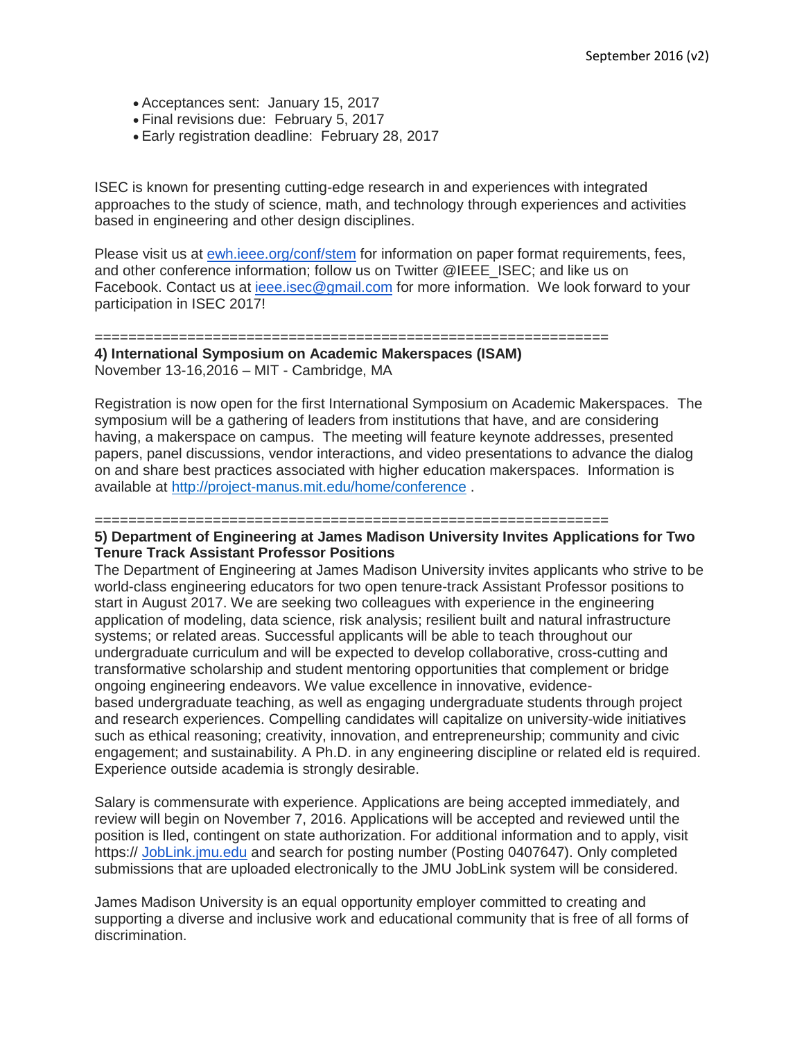- Acceptances sent: January 15, 2017
- Final revisions due: February 5, 2017
- Early registration deadline: February 28, 2017

ISEC is known for presenting cutting-edge research in and experiences with integrated approaches to the study of science, math, and technology through experiences and activities based in engineering and other design disciplines.

Please visit us at ewh.ieee.org/conf/stem for information on paper format requirements, fees, and other conference information; follow us on Twitter @IEEE_ISEC; and like us on Facebook. Contact us at ieee.isec@gmail.com for more information. We look forward to your participation in ISEC 2017!

=============================================================

**4) International Symposium on Academic Makerspaces (ISAM)**
November 13-16,2016 – MIT - Cambridge, MA

Registration is now open for the first International Symposium on Academic Makerspaces. The symposium will be a gathering of leaders from institutions that have, and are considering having, a makerspace on campus. The meeting will feature keynote addresses, presented papers, panel discussions, vendor interactions, and video presentations to advance the dialog on and share best practices associated with higher education makerspaces. Information is available at http://project-manus.mit.edu/home/conference .

=============================================================

**5) Department of Engineering at James Madison University Invites Applications for Two Tenure Track Assistant Professor Positions**

The Department of Engineering at James Madison University invites applicants who strive to be world-class engineering educators for two open tenure-track Assistant Professor positions to start in August 2017. We are seeking two colleagues with experience in the engineering application of modeling, data science, risk analysis; resilient built and natural infrastructure systems; or related areas. Successful applicants will be able to teach throughout our undergraduate curriculum and will be expected to develop collaborative, cross-cutting and transformative scholarship and student mentoring opportunities that complement or bridge ongoing engineering endeavors. We value excellence in innovative, evidence-based undergraduate teaching, as well as engaging undergraduate students through project and research experiences. Compelling candidates will capitalize on university-wide initiatives such as ethical reasoning; creativity, innovation, and entrepreneurship; community and civic engagement; and sustainability. A Ph.D. in any engineering discipline or related eld is required. Experience outside academia is strongly desirable.

Salary is commensurate with experience. Applications are being accepted immediately, and review will begin on November 7, 2016. Applications will be accepted and reviewed until the position is lled, contingent on state authorization. For additional information and to apply, visit https:// JobLink.jmu.edu and search for posting number (Posting 0407647). Only completed submissions that are uploaded electronically to the JMU JobLink system will be considered.

James Madison University is an equal opportunity employer committed to creating and supporting a diverse and inclusive work and educational community that is free of all forms of discrimination.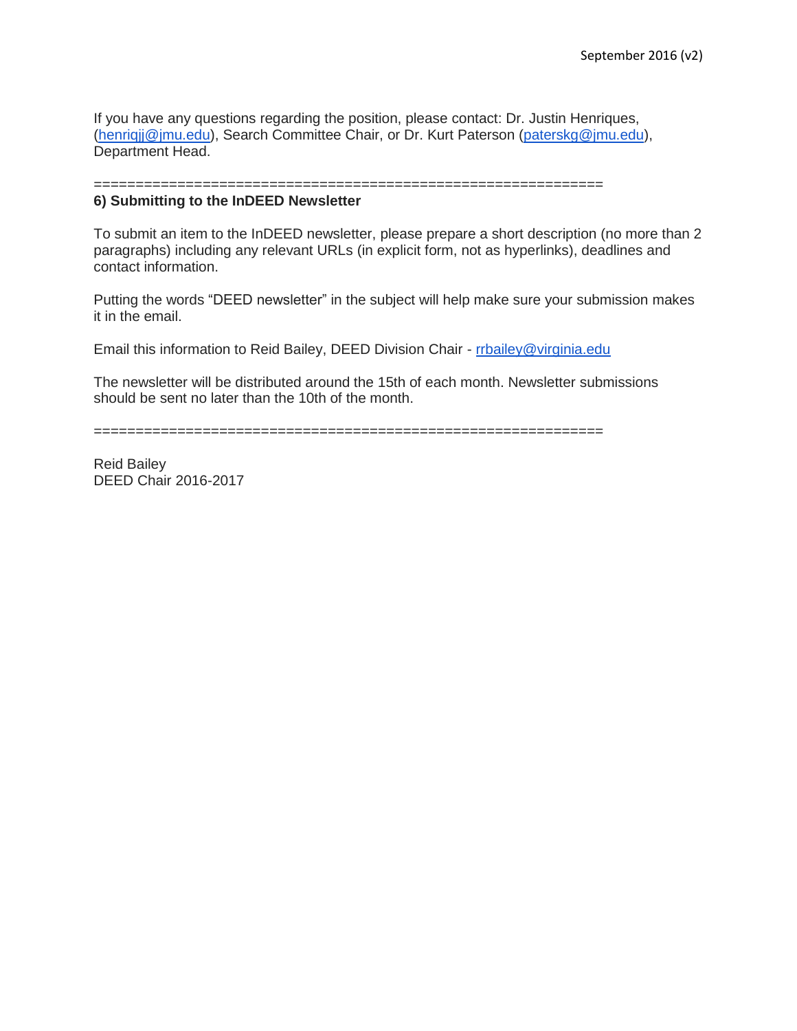If you have any questions regarding the position, please contact: Dr. Justin Henriques, (henriqjj@jmu.edu), Search Committee Chair, or Dr. Kurt Paterson (paterskg@jmu.edu), Department Head.

============================================================

**6) Submitting to the InDEED Newsletter**

To submit an item to the InDEED newsletter, please prepare a short description (no more than 2 paragraphs) including any relevant URLs (in explicit form, not as hyperlinks), deadlines and contact information.

Putting the words "DEED newsletter" in the subject will help make sure your submission makes it in the email.

Email this information to Reid Bailey, DEED Division Chair - rrbailey@virginia.edu

The newsletter will be distributed around the 15th of each month. Newsletter submissions should be sent no later than the 10th of the month.

============================================================

Reid Bailey
DEED Chair 2016-2017